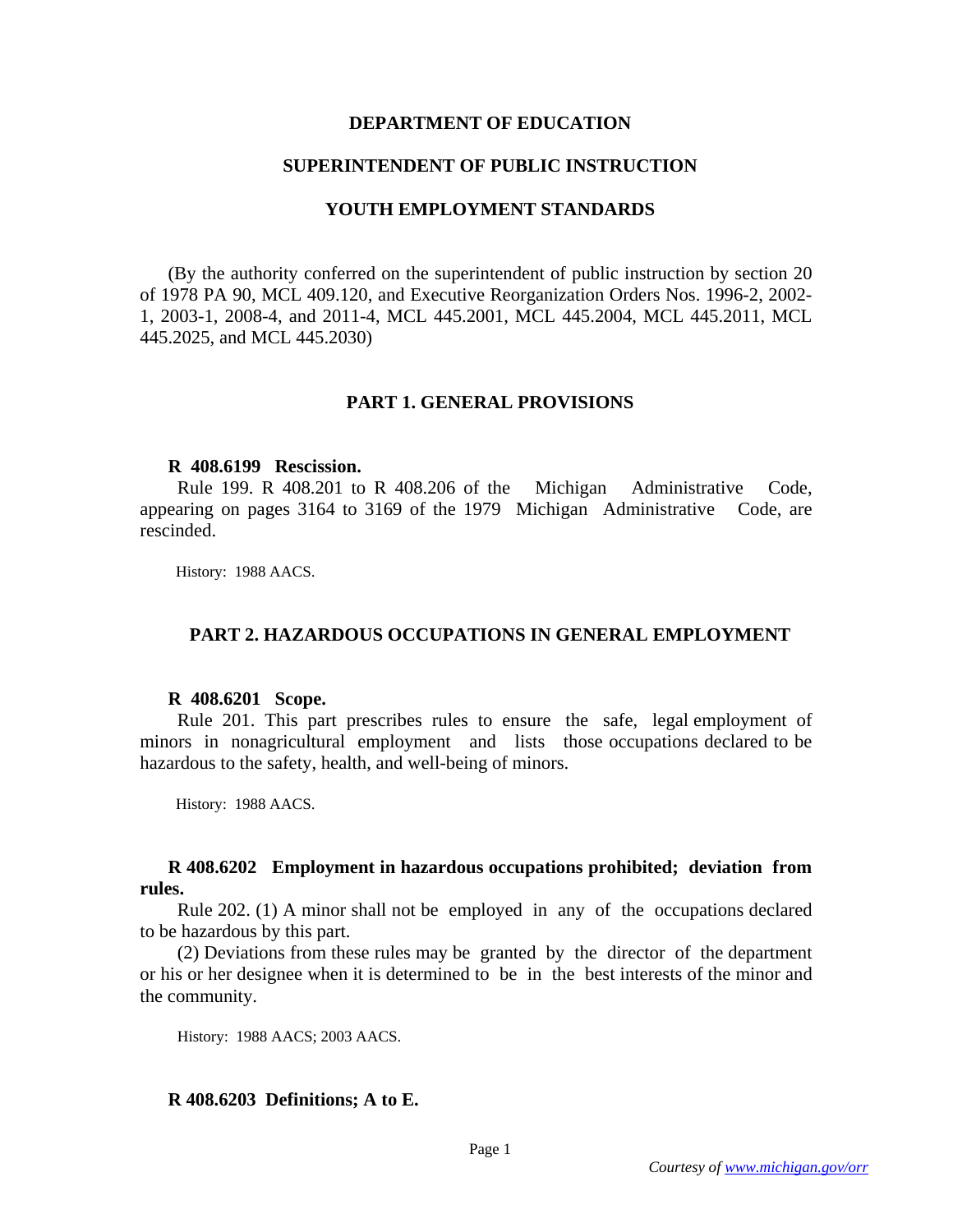# DEPARTMENT OF EDUCATION

## SUPERINTENDENT OF PUBLIC INSTRUCTION

## YOUTH EMPLOYMENT STANDARDS

(By the authority conferred on the superintendent of public instruction by section 20 of 1978 PA 90, MCL 409.120, and Executive Reorganization Orders Nos. 1996-2, 2002-1, 2003-1, 2008-4, and 2011-4, MCL 445.2001, MCL 445.2004, MCL 445.2011, MCL 445.2025, and MCL 445.2030)

## PART 1. GENERAL PROVISIONS

**R 408.6199 Rescission.**

Rule 199. R 408.201 to R 408.206 of the Michigan Administrative Code, appearing on pages 3164 to 3169 of the 1979 Michigan Administrative Code, are rescinded.

History: 1988 AACS.

## PART 2. HAZARDOUS OCCUPATIONS IN GENERAL EMPLOYMENT

**R 408.6201 Scope.**

Rule 201. This part prescribes rules to ensure the safe, legal employment of minors in nonagricultural employment and lists those occupations declared to be hazardous to the safety, health, and well-being of minors.

History: 1988 AACS.

**R 408.6202 Employment in hazardous occupations prohibited; deviation from rules.**

Rule 202. (1) A minor shall not be employed in any of the occupations declared to be hazardous by this part.

(2) Deviations from these rules may be granted by the director of the department or his or her designee when it is determined to be in the best interests of the minor and the community.

History: 1988 AACS; 2003 AACS.

**R 408.6203 Definitions; A to E.**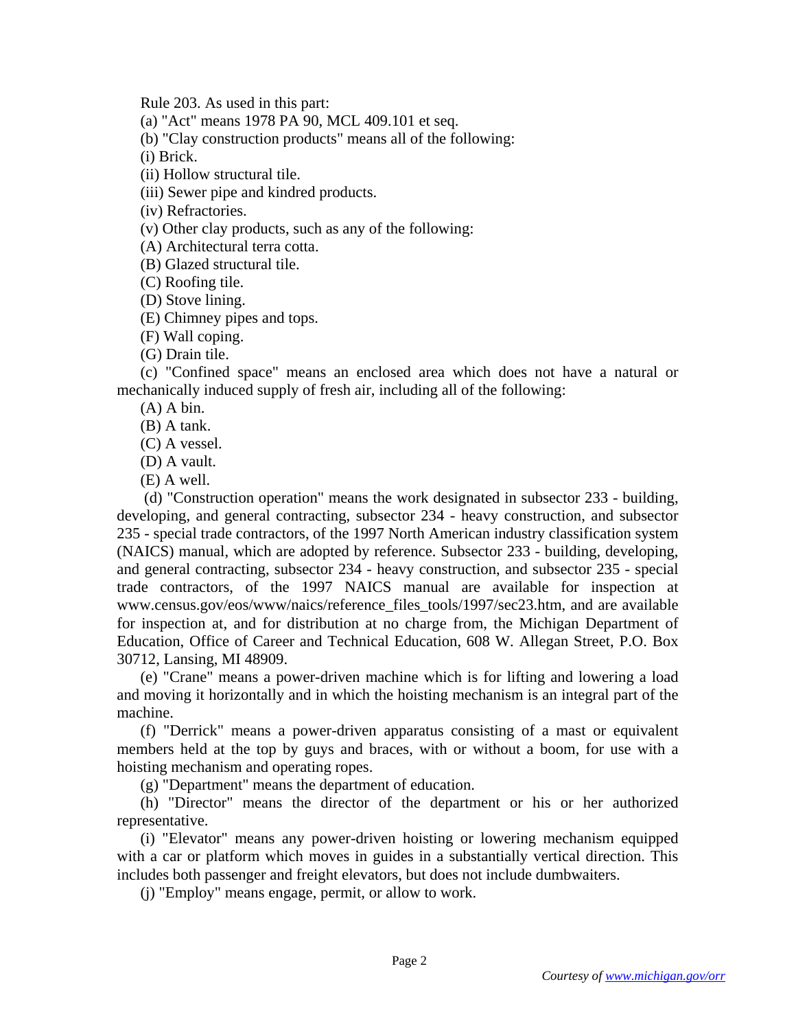Rule 203. As used in this part:

(a) "Act" means 1978 PA 90, MCL 409.101 et seq.

(b) "Clay construction products" means all of the following:

(i) Brick.

(ii) Hollow structural tile.

(iii) Sewer pipe and kindred products.

(iv) Refractories.

(v) Other clay products, such as any of the following:

(A) Architectural terra cotta.

(B) Glazed structural tile.

(C) Roofing tile.

(D) Stove lining.

(E) Chimney pipes and tops.

(F) Wall coping.

(G) Drain tile.

(c) "Confined space" means an enclosed area which does not have a natural or mechanically induced supply of fresh air, including all of the following:

(A) A bin.

(B) A tank.

(C) A vessel.

(D) A vault.

(E) A well.

(d) "Construction operation" means the work designated in subsector 233 - building, developing, and general contracting, subsector 234 - heavy construction, and subsector 235 - special trade contractors, of the 1997 North American industry classification system (NAICS) manual, which are adopted by reference. Subsector 233 - building, developing, and general contracting, subsector 234 - heavy construction, and subsector 235 - special trade contractors, of the 1997 NAICS manual are available for inspection at www.census.gov/eos/www/naics/reference_files_tools/1997/sec23.htm, and are available for inspection at, and for distribution at no charge from, the Michigan Department of Education, Office of Career and Technical Education, 608 W. Allegan Street, P.O. Box 30712, Lansing, MI 48909.

(e) "Crane" means a power-driven machine which is for lifting and lowering a load and moving it horizontally and in which the hoisting mechanism is an integral part of the machine.

(f) "Derrick" means a power-driven apparatus consisting of a mast or equivalent members held at the top by guys and braces, with or without a boom, for use with a hoisting mechanism and operating ropes.

(g) "Department" means the department of education.

(h) "Director" means the director of the department or his or her authorized representative.

(i) "Elevator" means any power-driven hoisting or lowering mechanism equipped with a car or platform which moves in guides in a substantially vertical direction. This includes both passenger and freight elevators, but does not include dumbwaiters.

(j) "Employ" means engage, permit, or allow to work.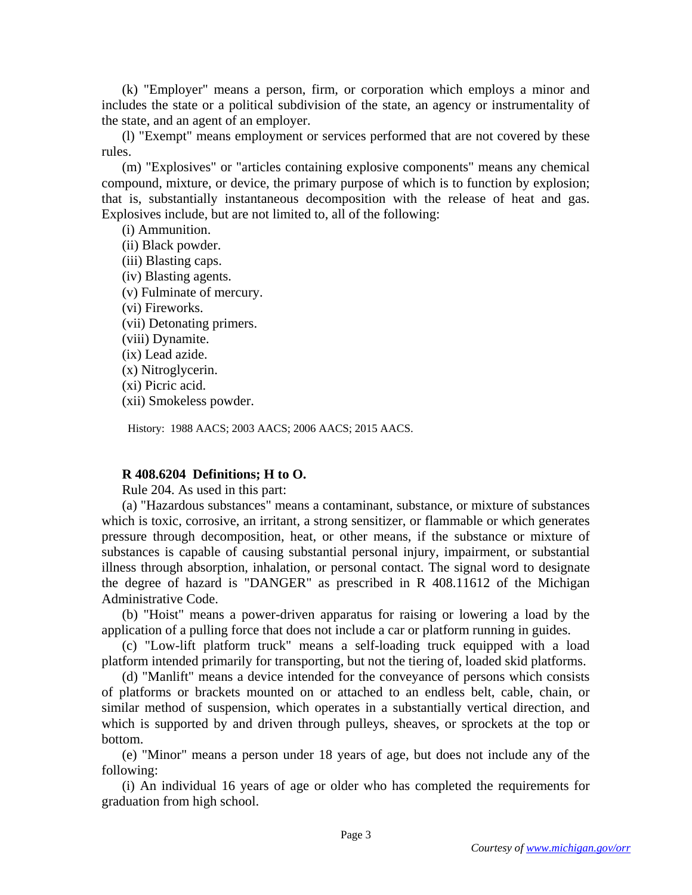(k) "Employer" means a person, firm, or corporation which employs a minor and includes the state or a political subdivision of the state, an agency or instrumentality of the state, and an agent of an employer.

(l) "Exempt" means employment or services performed that are not covered by these rules.

(m) "Explosives" or "articles containing explosive components" means any chemical compound, mixture, or device, the primary purpose of which is to function by explosion; that is, substantially instantaneous decomposition with the release of heat and gas. Explosives include, but are not limited to, all of the following:

(i) Ammunition.

(ii) Black powder.

(iii) Blasting caps.

(iv) Blasting agents.

(v) Fulminate of mercury.

(vi) Fireworks.

(vii) Detonating primers.

(viii) Dynamite.

(ix) Lead azide.

(x) Nitroglycerin.

(xi) Picric acid.

(xii) Smokeless powder.

History: 1988 AACS; 2003 AACS; 2006 AACS; 2015 AACS.

**R 408.6204 Definitions; H to O.**

Rule 204. As used in this part:

(a) "Hazardous substances" means a contaminant, substance, or mixture of substances which is toxic, corrosive, an irritant, a strong sensitizer, or flammable or which generates pressure through decomposition, heat, or other means, if the substance or mixture of substances is capable of causing substantial personal injury, impairment, or substantial illness through absorption, inhalation, or personal contact. The signal word to designate the degree of hazard is "DANGER" as prescribed in R 408.11612 of the Michigan Administrative Code.

(b) "Hoist" means a power-driven apparatus for raising or lowering a load by the application of a pulling force that does not include a car or platform running in guides.

(c) "Low-lift platform truck" means a self-loading truck equipped with a load platform intended primarily for transporting, but not the tiering of, loaded skid platforms.

(d) "Manlift" means a device intended for the conveyance of persons which consists of platforms or brackets mounted on or attached to an endless belt, cable, chain, or similar method of suspension, which operates in a substantially vertical direction, and which is supported by and driven through pulleys, sheaves, or sprockets at the top or bottom.

(e) "Minor" means a person under 18 years of age, but does not include any of the following:

(i) An individual 16 years of age or older who has completed the requirements for graduation from high school.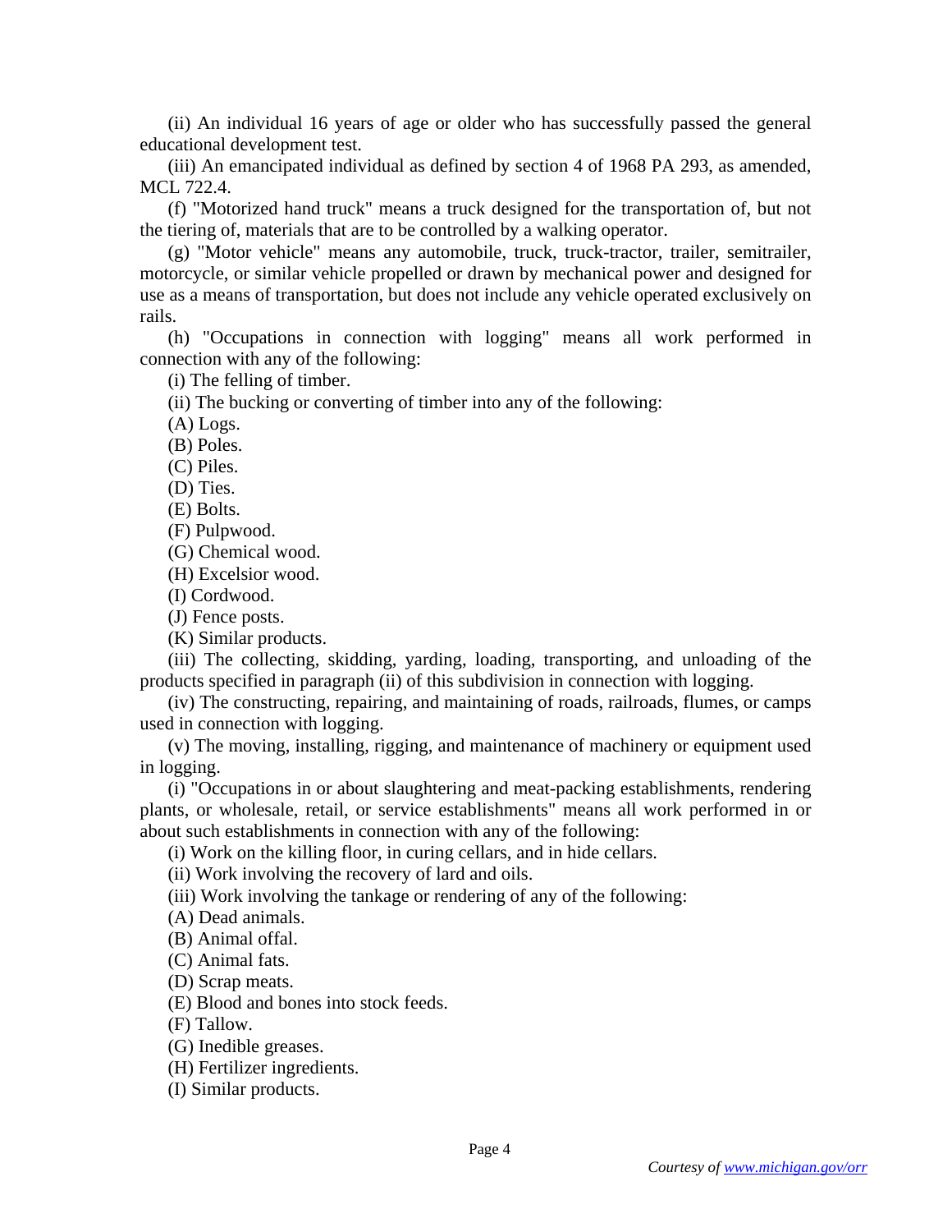(ii) An individual 16 years of age or older who has successfully passed the general educational development test.

(iii) An emancipated individual as defined by section 4 of 1968 PA 293, as amended, MCL 722.4.

(f) "Motorized hand truck" means a truck designed for the transportation of, but not the tiering of, materials that are to be controlled by a walking operator.

(g) "Motor vehicle" means any automobile, truck, truck-tractor, trailer, semitrailer, motorcycle, or similar vehicle propelled or drawn by mechanical power and designed for use as a means of transportation, but does not include any vehicle operated exclusively on rails.

(h) "Occupations in connection with logging" means all work performed in connection with any of the following:

(i) The felling of timber.

(ii) The bucking or converting of timber into any of the following:

(A) Logs.

(B) Poles.

(C) Piles.

(D) Ties.

(E) Bolts.

(F) Pulpwood.

(G) Chemical wood.

(H) Excelsior wood.

(I) Cordwood.

(J) Fence posts.

(K) Similar products.

(iii) The collecting, skidding, yarding, loading, transporting, and unloading of the products specified in paragraph (ii) of this subdivision in connection with logging.

(iv) The constructing, repairing, and maintaining of roads, railroads, flumes, or camps used in connection with logging.

(v) The moving, installing, rigging, and maintenance of machinery or equipment used in logging.

(i) "Occupations in or about slaughtering and meat-packing establishments, rendering plants, or wholesale, retail, or service establishments" means all work performed in or about such establishments in connection with any of the following:

(i) Work on the killing floor, in curing cellars, and in hide cellars.

(ii) Work involving the recovery of lard and oils.

(iii) Work involving the tankage or rendering of any of the following:

(A) Dead animals.

(B) Animal offal.

(C) Animal fats.

(D) Scrap meats.

(E) Blood and bones into stock feeds.

(F) Tallow.

(G) Inedible greases.

(H) Fertilizer ingredients.

(I) Similar products.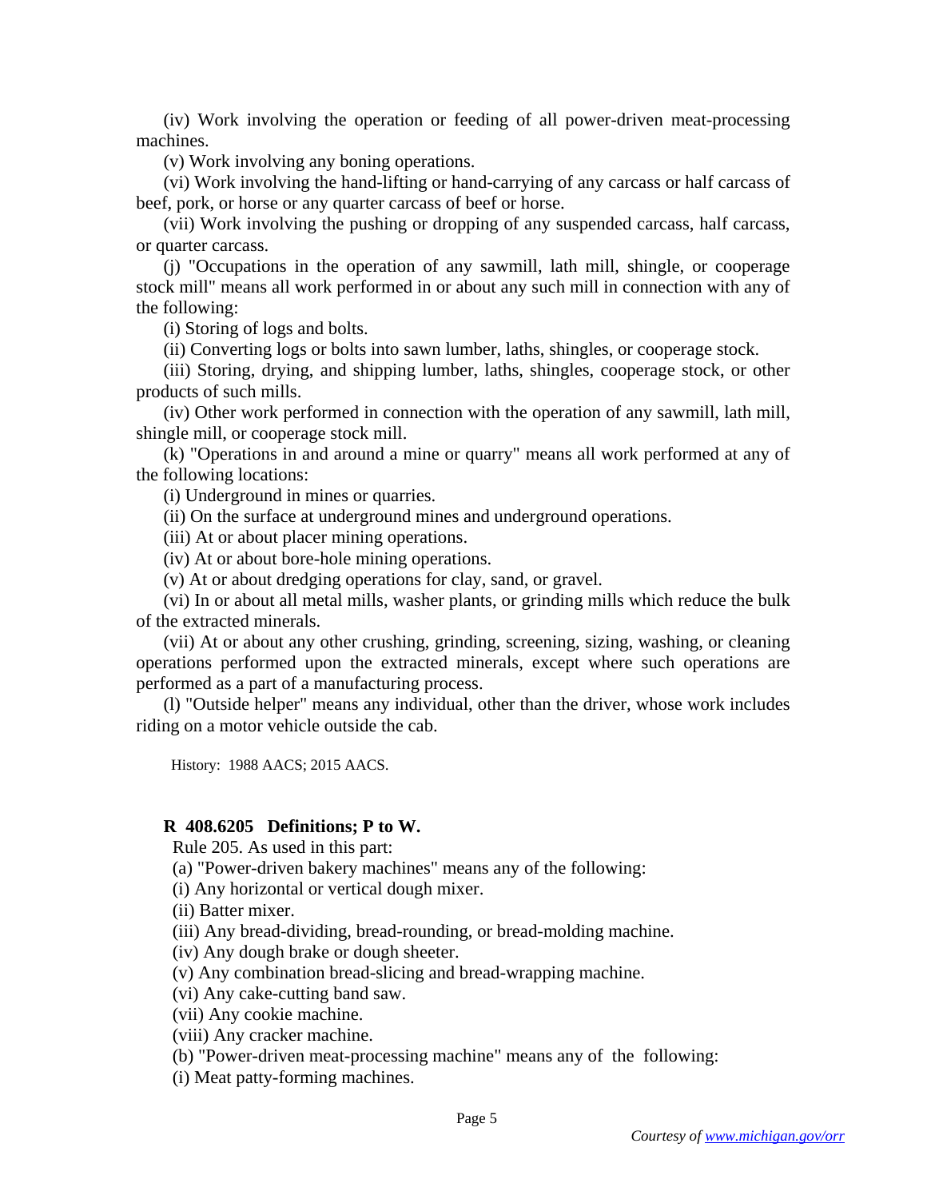(iv) Work involving the operation or feeding of all power-driven meat-processing machines.

(v) Work involving any boning operations.

(vi) Work involving the hand-lifting or hand-carrying of any carcass or half carcass of beef, pork, or horse or any quarter carcass of beef or horse.

(vii) Work involving the pushing or dropping of any suspended carcass, half carcass, or quarter carcass.

(j) "Occupations in the operation of any sawmill, lath mill, shingle, or cooperage stock mill" means all work performed in or about any such mill in connection with any of the following:

(i) Storing of logs and bolts.

(ii) Converting logs or bolts into sawn lumber, laths, shingles, or cooperage stock.

(iii) Storing, drying, and shipping lumber, laths, shingles, cooperage stock, or other products of such mills.

(iv) Other work performed in connection with the operation of any sawmill, lath mill, shingle mill, or cooperage stock mill.

(k) "Operations in and around a mine or quarry" means all work performed at any of the following locations:

(i) Underground in mines or quarries.

(ii) On the surface at underground mines and underground operations.

(iii) At or about placer mining operations.

(iv) At or about bore-hole mining operations.

(v) At or about dredging operations for clay, sand, or gravel.

(vi) In or about all metal mills, washer plants, or grinding mills which reduce the bulk of the extracted minerals.

(vii) At or about any other crushing, grinding, screening, sizing, washing, or cleaning operations performed upon the extracted minerals, except where such operations are performed as a part of a manufacturing process.

(l) "Outside helper" means any individual, other than the driver, whose work includes riding on a motor vehicle outside the cab.

History: 1988 AACS; 2015 AACS.

**R 408.6205 Definitions; P to W.**

Rule 205. As used in this part:

(a) "Power-driven bakery machines" means any of the following:

(i) Any horizontal or vertical dough mixer.

(ii) Batter mixer.

(iii) Any bread-dividing, bread-rounding, or bread-molding machine.

(iv) Any dough brake or dough sheeter.

(v) Any combination bread-slicing and bread-wrapping machine.

(vi) Any cake-cutting band saw.

(vii) Any cookie machine.

(viii) Any cracker machine.

(b) "Power-driven meat-processing machine" means any of the following:

(i) Meat patty-forming machines.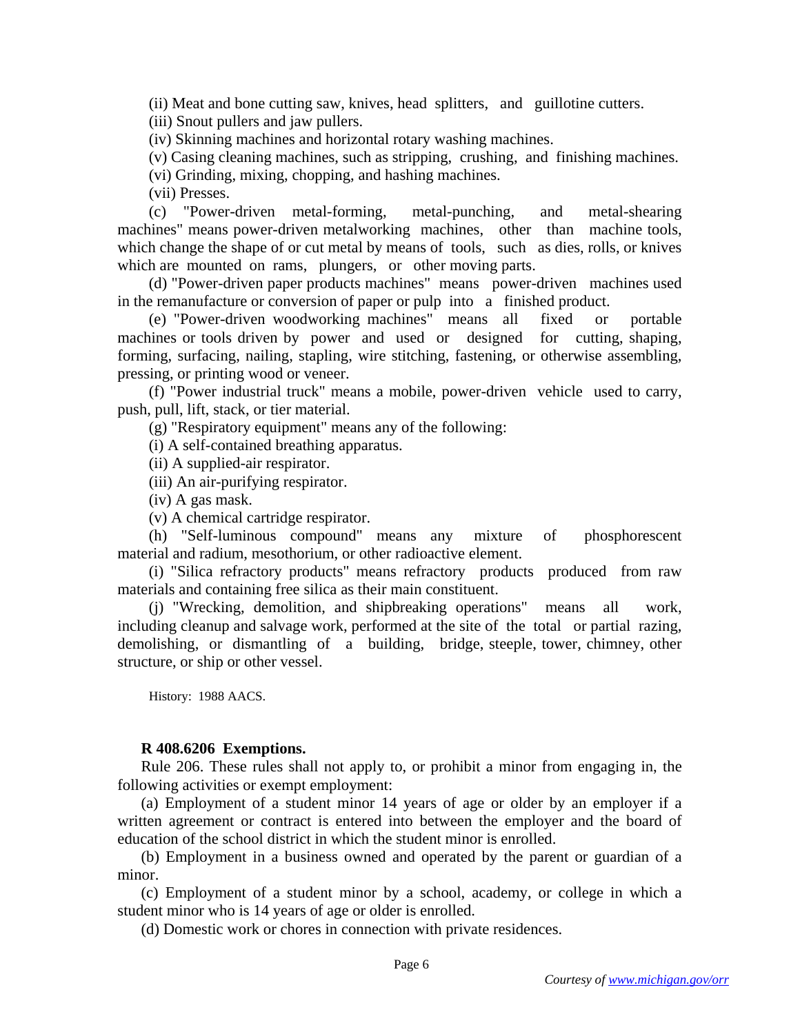(ii) Meat and bone cutting saw, knives, head splitters, and guillotine cutters.

(iii) Snout pullers and jaw pullers.

(iv) Skinning machines and horizontal rotary washing machines.

(v) Casing cleaning machines, such as stripping, crushing, and finishing machines.

(vi) Grinding, mixing, chopping, and hashing machines.

(vii) Presses.

(c) "Power-driven metal-forming, metal-punching, and metal-shearing machines" means power-driven metalworking machines, other than machine tools, which change the shape of or cut metal by means of tools, such as dies, rolls, or knives which are mounted on rams, plungers, or other moving parts.

(d) "Power-driven paper products machines" means power-driven machines used in the remanufacture or conversion of paper or pulp into a finished product.

(e) "Power-driven woodworking machines" means all fixed or portable machines or tools driven by power and used or designed for cutting, shaping, forming, surfacing, nailing, stapling, wire stitching, fastening, or otherwise assembling, pressing, or printing wood or veneer.

(f) "Power industrial truck" means a mobile, power-driven vehicle used to carry, push, pull, lift, stack, or tier material.

(g) "Respiratory equipment" means any of the following:

(i) A self-contained breathing apparatus.

(ii) A supplied-air respirator.

(iii) An air-purifying respirator.

(iv) A gas mask.

(v) A chemical cartridge respirator.

(h) "Self-luminous compound" means any mixture of phosphorescent material and radium, mesothorium, or other radioactive element.

(i) "Silica refractory products" means refractory products produced from raw materials and containing free silica as their main constituent.

(j) "Wrecking, demolition, and shipbreaking operations" means all work, including cleanup and salvage work, performed at the site of the total or partial razing, demolishing, or dismantling of a building, bridge, steeple, tower, chimney, other structure, or ship or other vessel.

History: 1988 AACS.

**R 408.6206 Exemptions.**

Rule 206. These rules shall not apply to, or prohibit a minor from engaging in, the following activities or exempt employment:

(a) Employment of a student minor 14 years of age or older by an employer if a written agreement or contract is entered into between the employer and the board of education of the school district in which the student minor is enrolled.

(b) Employment in a business owned and operated by the parent or guardian of a minor.

(c) Employment of a student minor by a school, academy, or college in which a student minor who is 14 years of age or older is enrolled.

(d) Domestic work or chores in connection with private residences.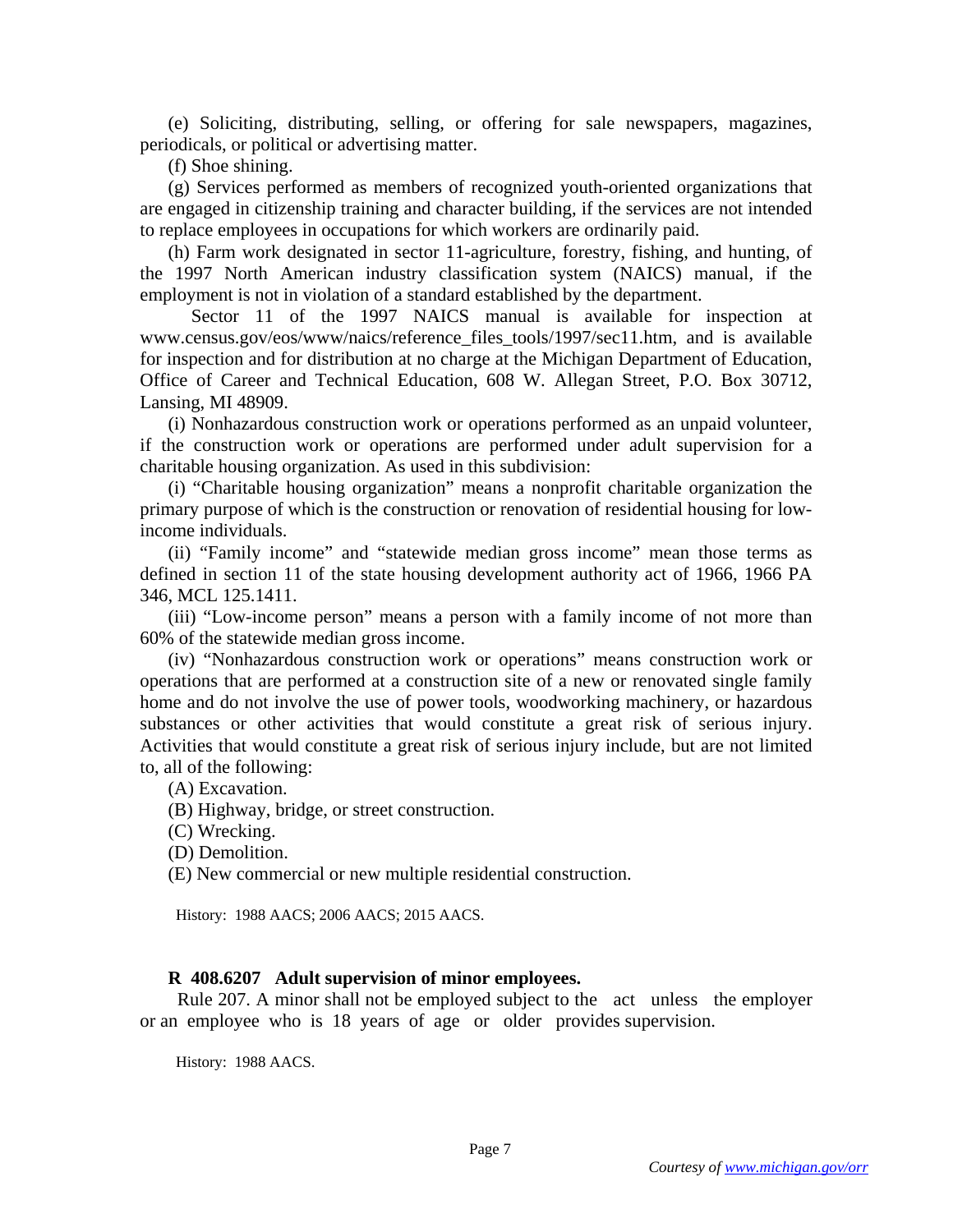(e) Soliciting, distributing, selling, or offering for sale newspapers, magazines, periodicals, or political or advertising matter.

(f) Shoe shining.

(g) Services performed as members of recognized youth-oriented organizations that are engaged in citizenship training and character building, if the services are not intended to replace employees in occupations for which workers are ordinarily paid.

(h) Farm work designated in sector 11-agriculture, forestry, fishing, and hunting, of the 1997 North American industry classification system (NAICS) manual, if the employment is not in violation of a standard established by the department.

Sector 11 of the 1997 NAICS manual is available for inspection at www.census.gov/eos/www/naics/reference_files_tools/1997/sec11.htm, and is available for inspection and for distribution at no charge at the Michigan Department of Education, Office of Career and Technical Education, 608 W. Allegan Street, P.O. Box 30712, Lansing, MI 48909.

(i) Nonhazardous construction work or operations performed as an unpaid volunteer, if the construction work or operations are performed under adult supervision for a charitable housing organization. As used in this subdivision:

(i) "Charitable housing organization" means a nonprofit charitable organization the primary purpose of which is the construction or renovation of residential housing for low-income individuals.

(ii) "Family income" and "statewide median gross income" mean those terms as defined in section 11 of the state housing development authority act of 1966, 1966 PA 346, MCL 125.1411.

(iii) "Low-income person" means a person with a family income of not more than 60% of the statewide median gross income.

(iv) "Nonhazardous construction work or operations" means construction work or operations that are performed at a construction site of a new or renovated single family home and do not involve the use of power tools, woodworking machinery, or hazardous substances or other activities that would constitute a great risk of serious injury. Activities that would constitute a great risk of serious injury include, but are not limited to, all of the following:

(A) Excavation.

(B) Highway, bridge, or street construction.

(C) Wrecking.

(D) Demolition.

(E) New commercial or new multiple residential construction.

History: 1988 AACS; 2006 AACS; 2015 AACS.

**R 408.6207 Adult supervision of minor employees.**

Rule 207. A minor shall not be employed subject to the act unless the employer or an employee who is 18 years of age or older provides supervision.

History: 1988 AACS.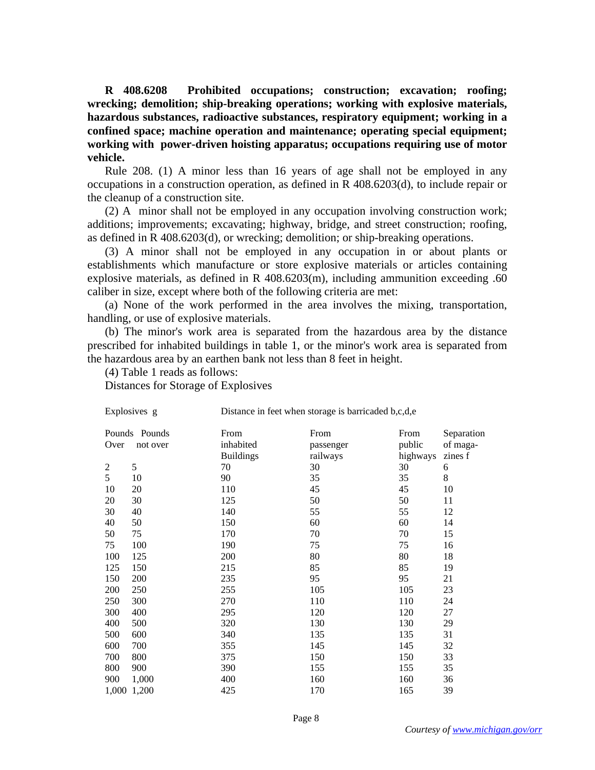**R 408.6208 Prohibited occupations; construction; excavation; roofing; wrecking; demolition; ship-breaking operations; working with explosive materials, hazardous substances, radioactive substances, respiratory equipment; working in a confined space; machine operation and maintenance; operating special equipment; working with power-driven hoisting apparatus; occupations requiring use of motor vehicle.**

Rule 208. (1) A minor less than 16 years of age shall not be employed in any occupations in a construction operation, as defined in R 408.6203(d), to include repair or the cleanup of a construction site.

(2) A minor shall not be employed in any occupation involving construction work; additions; improvements; excavating; highway, bridge, and street construction; roofing, as defined in R 408.6203(d), or wrecking; demolition; or ship-breaking operations.

(3) A minor shall not be employed in any occupation in or about plants or establishments which manufacture or store explosive materials or articles containing explosive materials, as defined in R 408.6203(m), including ammunition exceeding .60 caliber in size, except where both of the following criteria are met:

(a) None of the work performed in the area involves the mixing, transportation, handling, or use of explosive materials.

(b) The minor's work area is separated from the hazardous area by the distance prescribed for inhabited buildings in table 1, or the minor's work area is separated from the hazardous area by an earthen bank not less than 8 feet in height.

(4) Table 1 reads as follows:

Distances for Storage of Explosives

| Explosives g | | Distance in feet when storage is barricaded b,c,d,e | | | |
|---|---|---|---|---|---|
| Pounds Over | Pounds not over | From inhabited Buildings | From passenger railways | From public highways | Separation of maga-zines f |
| 2 | 5 | 70 | 30 | 30 | 6 |
| 5 | 10 | 90 | 35 | 35 | 8 |
| 10 | 20 | 110 | 45 | 45 | 10 |
| 20 | 30 | 125 | 50 | 50 | 11 |
| 30 | 40 | 140 | 55 | 55 | 12 |
| 40 | 50 | 150 | 60 | 60 | 14 |
| 50 | 75 | 170 | 70 | 70 | 15 |
| 75 | 100 | 190 | 75 | 75 | 16 |
| 100 | 125 | 200 | 80 | 80 | 18 |
| 125 | 150 | 215 | 85 | 85 | 19 |
| 150 | 200 | 235 | 95 | 95 | 21 |
| 200 | 250 | 255 | 105 | 105 | 23 |
| 250 | 300 | 270 | 110 | 110 | 24 |
| 300 | 400 | 295 | 120 | 120 | 27 |
| 400 | 500 | 320 | 130 | 130 | 29 |
| 500 | 600 | 340 | 135 | 135 | 31 |
| 600 | 700 | 355 | 145 | 145 | 32 |
| 700 | 800 | 375 | 150 | 150 | 33 |
| 800 | 900 | 390 | 155 | 155 | 35 |
| 900 | 1,000 | 400 | 160 | 160 | 36 |
| 1,000 | 1,200 | 425 | 170 | 165 | 39 |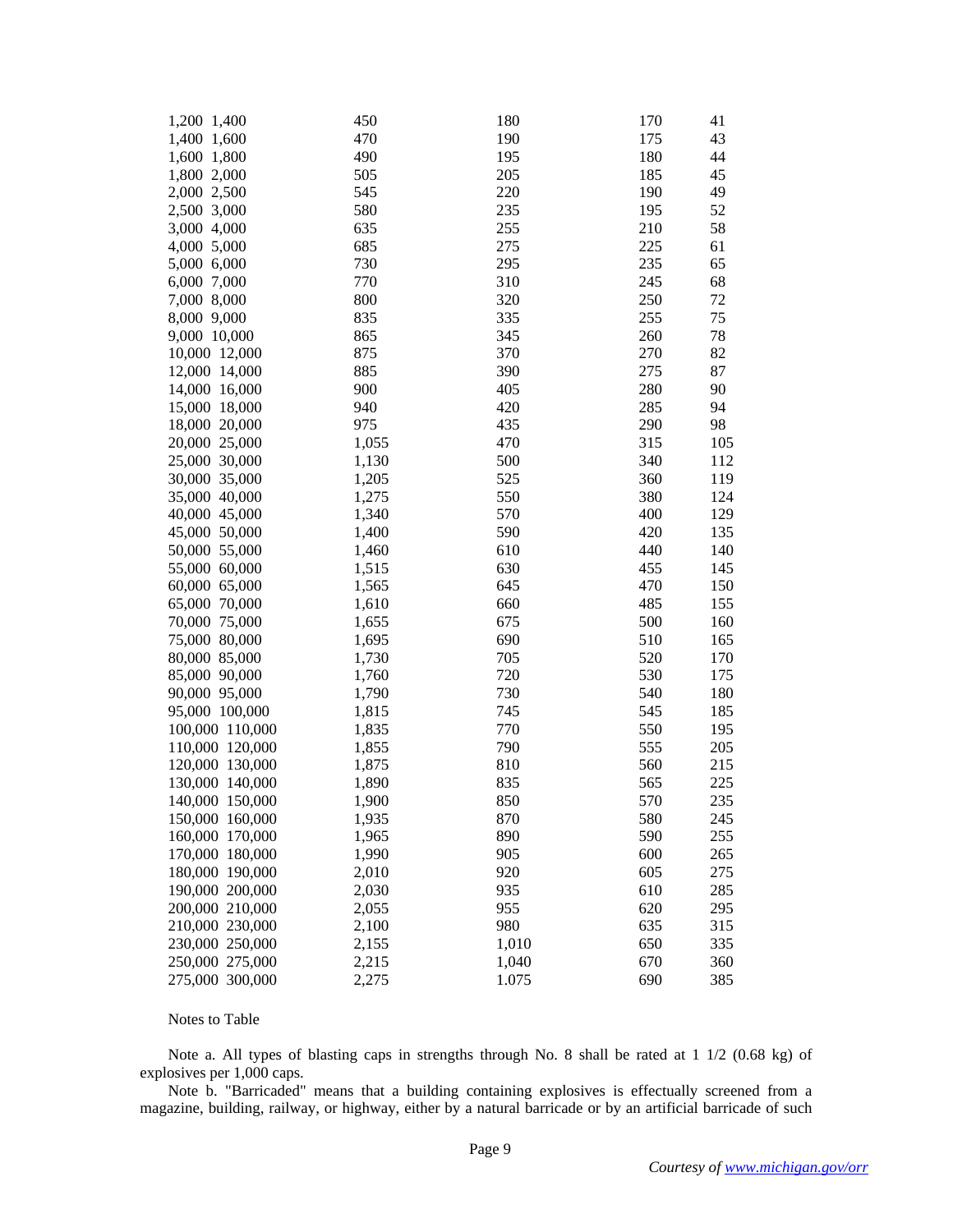| | | | | | |
|---|---|---|---|---|---|
| 1,200 | 1,400 | 450 | 180 | 170 | 41 |
| 1,400 | 1,600 | 470 | 190 | 175 | 43 |
| 1,600 | 1,800 | 490 | 195 | 180 | 44 |
| 1,800 | 2,000 | 505 | 205 | 185 | 45 |
| 2,000 | 2,500 | 545 | 220 | 190 | 49 |
| 2,500 | 3,000 | 580 | 235 | 195 | 52 |
| 3,000 | 4,000 | 635 | 255 | 210 | 58 |
| 4,000 | 5,000 | 685 | 275 | 225 | 61 |
| 5,000 | 6,000 | 730 | 295 | 235 | 65 |
| 6,000 | 7,000 | 770 | 310 | 245 | 68 |
| 7,000 | 8,000 | 800 | 320 | 250 | 72 |
| 8,000 | 9,000 | 835 | 335 | 255 | 75 |
| 9,000 | 10,000 | 865 | 345 | 260 | 78 |
| 10,000 | 12,000 | 875 | 370 | 270 | 82 |
| 12,000 | 14,000 | 885 | 390 | 275 | 87 |
| 14,000 | 16,000 | 900 | 405 | 280 | 90 |
| 15,000 | 18,000 | 940 | 420 | 285 | 94 |
| 18,000 | 20,000 | 975 | 435 | 290 | 98 |
| 20,000 | 25,000 | 1,055 | 470 | 315 | 105 |
| 25,000 | 30,000 | 1,130 | 500 | 340 | 112 |
| 30,000 | 35,000 | 1,205 | 525 | 360 | 119 |
| 35,000 | 40,000 | 1,275 | 550 | 380 | 124 |
| 40,000 | 45,000 | 1,340 | 570 | 400 | 129 |
| 45,000 | 50,000 | 1,400 | 590 | 420 | 135 |
| 50,000 | 55,000 | 1,460 | 610 | 440 | 140 |
| 55,000 | 60,000 | 1,515 | 630 | 455 | 145 |
| 60,000 | 65,000 | 1,565 | 645 | 470 | 150 |
| 65,000 | 70,000 | 1,610 | 660 | 485 | 155 |
| 70,000 | 75,000 | 1,655 | 675 | 500 | 160 |
| 75,000 | 80,000 | 1,695 | 690 | 510 | 165 |
| 80,000 | 85,000 | 1,730 | 705 | 520 | 170 |
| 85,000 | 90,000 | 1,760 | 720 | 530 | 175 |
| 90,000 | 95,000 | 1,790 | 730 | 540 | 180 |
| 95,000 | 100,000 | 1,815 | 745 | 545 | 185 |
| 100,000 | 110,000 | 1,835 | 770 | 550 | 195 |
| 110,000 | 120,000 | 1,855 | 790 | 555 | 205 |
| 120,000 | 130,000 | 1,875 | 810 | 560 | 215 |
| 130,000 | 140,000 | 1,890 | 835 | 565 | 225 |
| 140,000 | 150,000 | 1,900 | 850 | 570 | 235 |
| 150,000 | 160,000 | 1,935 | 870 | 580 | 245 |
| 160,000 | 170,000 | 1,965 | 890 | 590 | 255 |
| 170,000 | 180,000 | 1,990 | 905 | 600 | 265 |
| 180,000 | 190,000 | 2,010 | 920 | 605 | 275 |
| 190,000 | 200,000 | 2,030 | 935 | 610 | 285 |
| 200,000 | 210,000 | 2,055 | 955 | 620 | 295 |
| 210,000 | 230,000 | 2,100 | 980 | 635 | 315 |
| 230,000 | 250,000 | 2,155 | 1,010 | 650 | 335 |
| 250,000 | 275,000 | 2,215 | 1,040 | 670 | 360 |
| 275,000 | 300,000 | 2,275 | 1.075 | 690 | 385 |

Notes to Table

Note a. All types of blasting caps in strengths through No. 8 shall be rated at 1 1/2 (0.68 kg) of explosives per 1,000 caps.

Note b. "Barricaded" means that a building containing explosives is effectually screened from a magazine, building, railway, or highway, either by a natural barricade or by an artificial barricade of such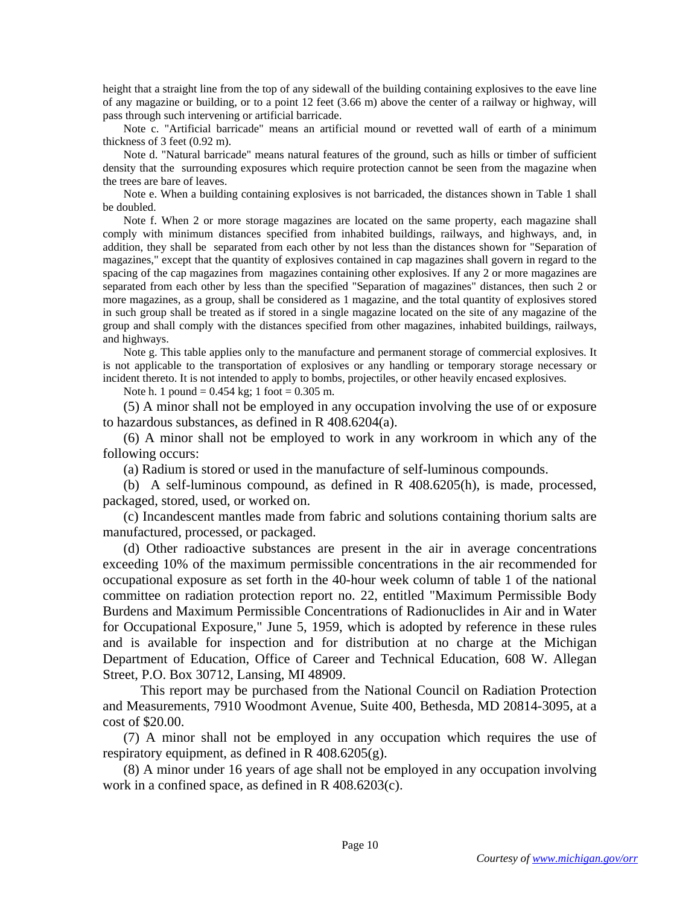height that a straight line from the top of any sidewall of the building containing explosives to the eave line of any magazine or building, or to a point 12 feet (3.66 m) above the center of a railway or highway, will pass through such intervening or artificial barricade.

Note c. "Artificial barricade" means an artificial mound or revetted wall of earth of a minimum thickness of 3 feet (0.92 m).

Note d. "Natural barricade" means natural features of the ground, such as hills or timber of sufficient density that the surrounding exposures which require protection cannot be seen from the magazine when the trees are bare of leaves.

Note e. When a building containing explosives is not barricaded, the distances shown in Table 1 shall be doubled.

Note f. When 2 or more storage magazines are located on the same property, each magazine shall comply with minimum distances specified from inhabited buildings, railways, and highways, and, in addition, they shall be separated from each other by not less than the distances shown for "Separation of magazines," except that the quantity of explosives contained in cap magazines shall govern in regard to the spacing of the cap magazines from magazines containing other explosives. If any 2 or more magazines are separated from each other by less than the specified "Separation of magazines" distances, then such 2 or more magazines, as a group, shall be considered as 1 magazine, and the total quantity of explosives stored in such group shall be treated as if stored in a single magazine located on the site of any magazine of the group and shall comply with the distances specified from other magazines, inhabited buildings, railways, and highways.

Note g. This table applies only to the manufacture and permanent storage of commercial explosives. It is not applicable to the transportation of explosives or any handling or temporary storage necessary or incident thereto. It is not intended to apply to bombs, projectiles, or other heavily encased explosives.

Note h. 1 pound = 0.454 kg; 1 foot = 0.305 m.

(5) A minor shall not be employed in any occupation involving the use of or exposure to hazardous substances, as defined in R 408.6204(a).

(6) A minor shall not be employed to work in any workroom in which any of the following occurs:

(a) Radium is stored or used in the manufacture of self-luminous compounds.

(b) A self-luminous compound, as defined in R 408.6205(h), is made, processed, packaged, stored, used, or worked on.

(c) Incandescent mantles made from fabric and solutions containing thorium salts are manufactured, processed, or packaged.

(d) Other radioactive substances are present in the air in average concentrations exceeding 10% of the maximum permissible concentrations in the air recommended for occupational exposure as set forth in the 40-hour week column of table 1 of the national committee on radiation protection report no. 22, entitled "Maximum Permissible Body Burdens and Maximum Permissible Concentrations of Radionuclides in Air and in Water for Occupational Exposure," June 5, 1959, which is adopted by reference in these rules and is available for inspection and for distribution at no charge at the Michigan Department of Education, Office of Career and Technical Education, 608 W. Allegan Street, P.O. Box 30712, Lansing, MI 48909.

This report may be purchased from the National Council on Radiation Protection and Measurements, 7910 Woodmont Avenue, Suite 400, Bethesda, MD 20814-3095, at a cost of $20.00.

(7) A minor shall not be employed in any occupation which requires the use of respiratory equipment, as defined in R 408.6205(g).

(8) A minor under 16 years of age shall not be employed in any occupation involving work in a confined space, as defined in R 408.6203(c).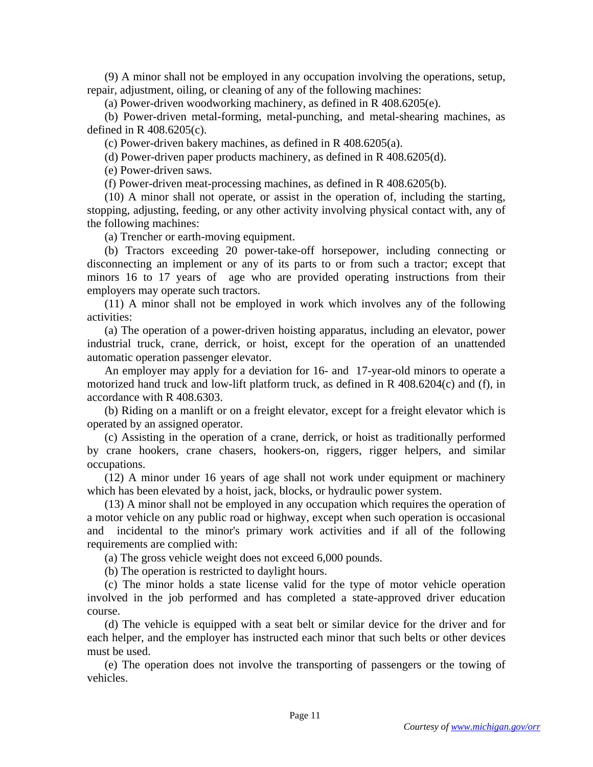(9) A minor shall not be employed in any occupation involving the operations, setup, repair, adjustment, oiling, or cleaning of any of the following machines:

(a) Power-driven woodworking machinery, as defined in R 408.6205(e).

(b) Power-driven metal-forming, metal-punching, and metal-shearing machines, as defined in R 408.6205(c).

(c) Power-driven bakery machines, as defined in R 408.6205(a).

(d) Power-driven paper products machinery, as defined in R 408.6205(d).

(e) Power-driven saws.

(f) Power-driven meat-processing machines, as defined in R 408.6205(b).

(10) A minor shall not operate, or assist in the operation of, including the starting, stopping, adjusting, feeding, or any other activity involving physical contact with, any of the following machines:

(a) Trencher or earth-moving equipment.

(b) Tractors exceeding 20 power-take-off horsepower, including connecting or disconnecting an implement or any of its parts to or from such a tractor; except that minors 16 to 17 years of age who are provided operating instructions from their employers may operate such tractors.

(11) A minor shall not be employed in work which involves any of the following activities:

(a) The operation of a power-driven hoisting apparatus, including an elevator, power industrial truck, crane, derrick, or hoist, except for the operation of an unattended automatic operation passenger elevator.

An employer may apply for a deviation for 16- and 17-year-old minors to operate a motorized hand truck and low-lift platform truck, as defined in R 408.6204(c) and (f), in accordance with R 408.6303.

(b) Riding on a manlift or on a freight elevator, except for a freight elevator which is operated by an assigned operator.

(c) Assisting in the operation of a crane, derrick, or hoist as traditionally performed by crane hookers, crane chasers, hookers-on, riggers, rigger helpers, and similar occupations.

(12) A minor under 16 years of age shall not work under equipment or machinery which has been elevated by a hoist, jack, blocks, or hydraulic power system.

(13) A minor shall not be employed in any occupation which requires the operation of a motor vehicle on any public road or highway, except when such operation is occasional and incidental to the minor's primary work activities and if all of the following requirements are complied with:

(a) The gross vehicle weight does not exceed 6,000 pounds.

(b) The operation is restricted to daylight hours.

(c) The minor holds a state license valid for the type of motor vehicle operation involved in the job performed and has completed a state-approved driver education course.

(d) The vehicle is equipped with a seat belt or similar device for the driver and for each helper, and the employer has instructed each minor that such belts or other devices must be used.

(e) The operation does not involve the transporting of passengers or the towing of vehicles.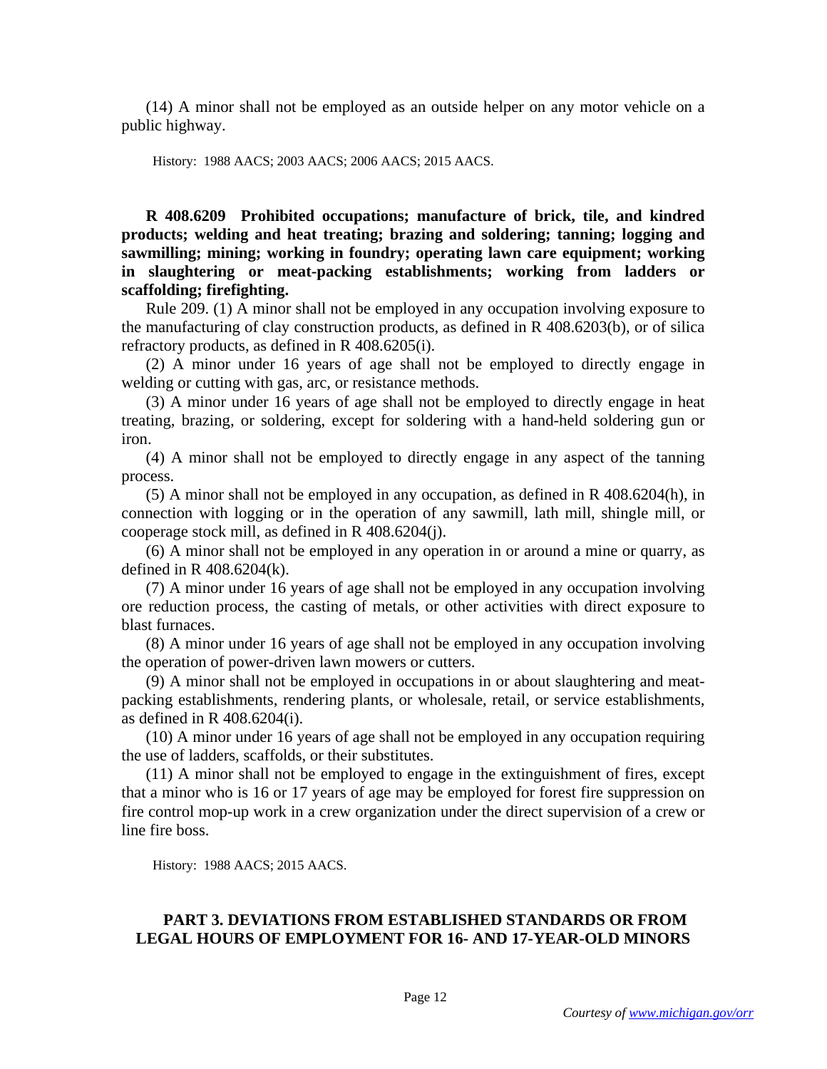(14) A minor shall not be employed as an outside helper on any motor vehicle on a public highway.

History: 1988 AACS; 2003 AACS; 2006 AACS; 2015 AACS.

**R 408.6209 Prohibited occupations; manufacture of brick, tile, and kindred products; welding and heat treating; brazing and soldering; tanning; logging and sawmilling; mining; working in foundry; operating lawn care equipment; working in slaughtering or meat-packing establishments; working from ladders or scaffolding; firefighting.**

Rule 209. (1) A minor shall not be employed in any occupation involving exposure to the manufacturing of clay construction products, as defined in R 408.6203(b), or of silica refractory products, as defined in R 408.6205(i).

(2) A minor under 16 years of age shall not be employed to directly engage in welding or cutting with gas, arc, or resistance methods.

(3) A minor under 16 years of age shall not be employed to directly engage in heat treating, brazing, or soldering, except for soldering with a hand-held soldering gun or iron.

(4) A minor shall not be employed to directly engage in any aspect of the tanning process.

(5) A minor shall not be employed in any occupation, as defined in R 408.6204(h), in connection with logging or in the operation of any sawmill, lath mill, shingle mill, or cooperage stock mill, as defined in R 408.6204(j).

(6) A minor shall not be employed in any operation in or around a mine or quarry, as defined in R 408.6204(k).

(7) A minor under 16 years of age shall not be employed in any occupation involving ore reduction process, the casting of metals, or other activities with direct exposure to blast furnaces.

(8) A minor under 16 years of age shall not be employed in any occupation involving the operation of power-driven lawn mowers or cutters.

(9) A minor shall not be employed in occupations in or about slaughtering and meat-packing establishments, rendering plants, or wholesale, retail, or service establishments, as defined in R 408.6204(i).

(10) A minor under 16 years of age shall not be employed in any occupation requiring the use of ladders, scaffolds, or their substitutes.

(11) A minor shall not be employed to engage in the extinguishment of fires, except that a minor who is 16 or 17 years of age may be employed for forest fire suppression on fire control mop-up work in a crew organization under the direct supervision of a crew or line fire boss.

History: 1988 AACS; 2015 AACS.

## PART 3. DEVIATIONS FROM ESTABLISHED STANDARDS OR FROM LEGAL HOURS OF EMPLOYMENT FOR 16- AND 17-YEAR-OLD MINORS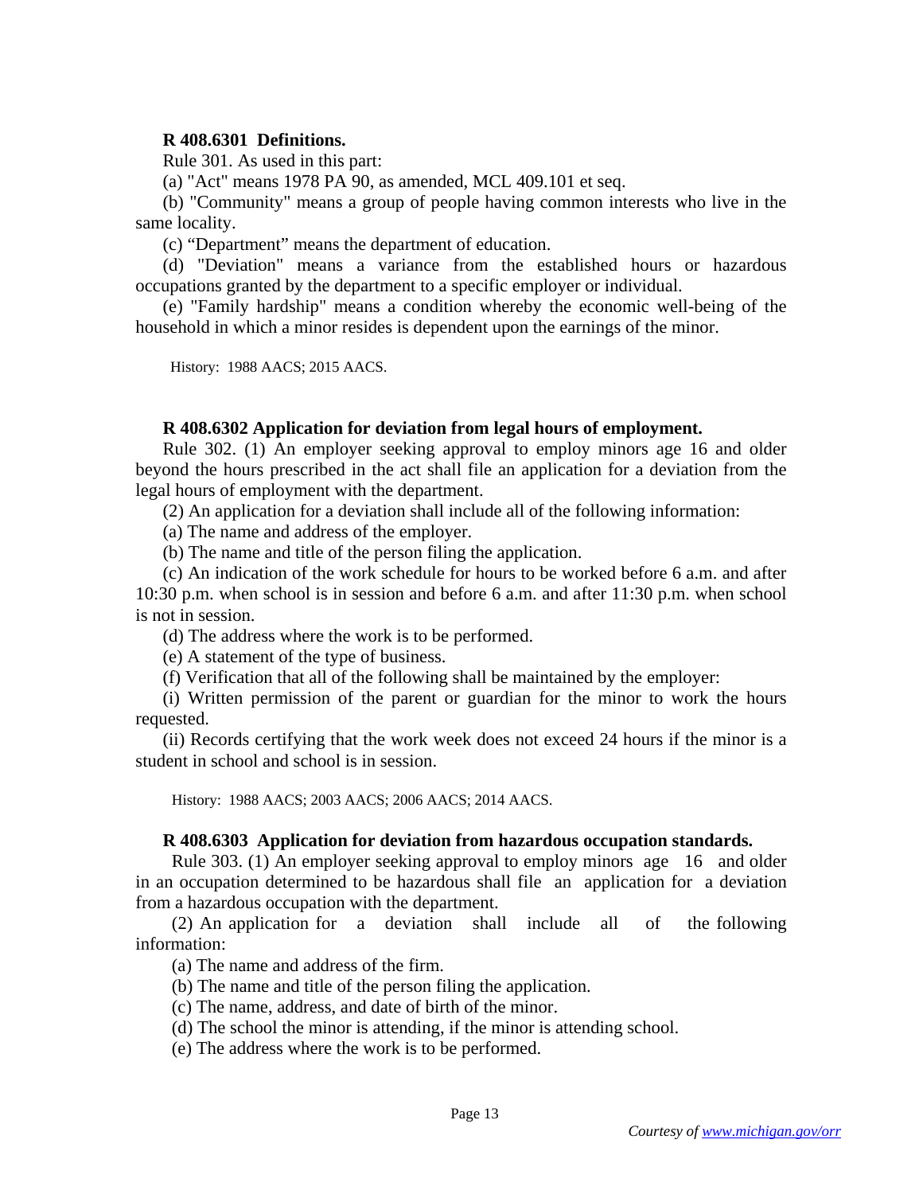**R 408.6301 Definitions.**

Rule 301. As used in this part:

(a) "Act" means 1978 PA 90, as amended, MCL 409.101 et seq.

(b) "Community" means a group of people having common interests who live in the same locality.

(c) "Department" means the department of education.

(d) "Deviation" means a variance from the established hours or hazardous occupations granted by the department to a specific employer or individual.

(e) "Family hardship" means a condition whereby the economic well-being of the household in which a minor resides is dependent upon the earnings of the minor.

History: 1988 AACS; 2015 AACS.

**R 408.6302 Application for deviation from legal hours of employment.**

Rule 302. (1) An employer seeking approval to employ minors age 16 and older beyond the hours prescribed in the act shall file an application for a deviation from the legal hours of employment with the department.

(2) An application for a deviation shall include all of the following information:

(a) The name and address of the employer.

(b) The name and title of the person filing the application.

(c) An indication of the work schedule for hours to be worked before 6 a.m. and after 10:30 p.m. when school is in session and before 6 a.m. and after 11:30 p.m. when school is not in session.

(d) The address where the work is to be performed.

(e) A statement of the type of business.

(f) Verification that all of the following shall be maintained by the employer:

(i) Written permission of the parent or guardian for the minor to work the hours requested.

(ii) Records certifying that the work week does not exceed 24 hours if the minor is a student in school and school is in session.

History: 1988 AACS; 2003 AACS; 2006 AACS; 2014 AACS.

**R 408.6303 Application for deviation from hazardous occupation standards.**

Rule 303. (1) An employer seeking approval to employ minors age 16 and older in an occupation determined to be hazardous shall file an application for a deviation from a hazardous occupation with the department.

(2) An application for a deviation shall include all of the following information:

(a) The name and address of the firm.

(b) The name and title of the person filing the application.

(c) The name, address, and date of birth of the minor.

(d) The school the minor is attending, if the minor is attending school.

(e) The address where the work is to be performed.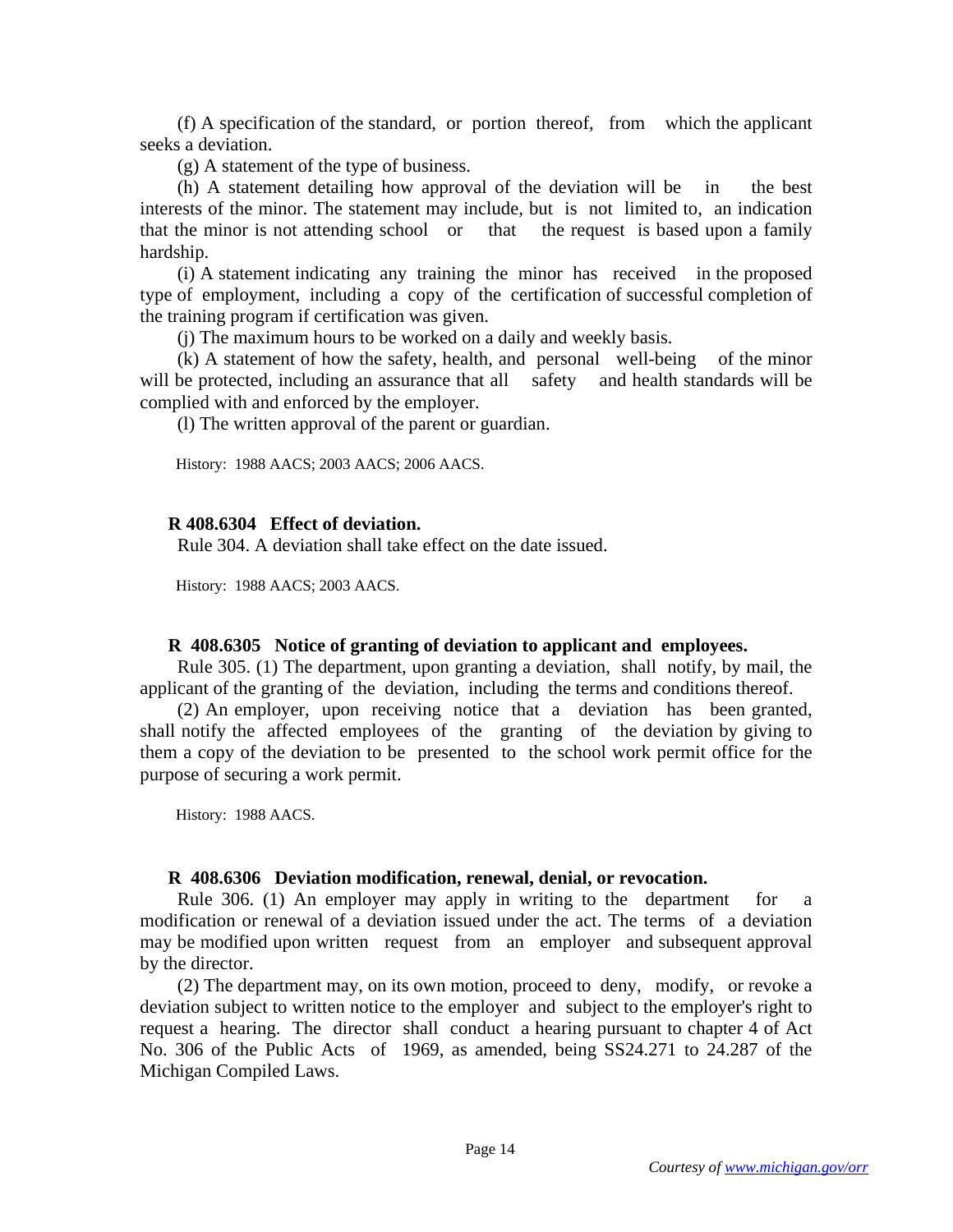(f) A specification of the standard, or portion thereof, from which the applicant seeks a deviation.

(g) A statement of the type of business.

(h) A statement detailing how approval of the deviation will be in the best interests of the minor. The statement may include, but is not limited to, an indication that the minor is not attending school or that the request is based upon a family hardship.

(i) A statement indicating any training the minor has received in the proposed type of employment, including a copy of the certification of successful completion of the training program if certification was given.

(j) The maximum hours to be worked on a daily and weekly basis.

(k) A statement of how the safety, health, and personal well-being of the minor will be protected, including an assurance that all safety and health standards will be complied with and enforced by the employer.

(l) The written approval of the parent or guardian.

History: 1988 AACS; 2003 AACS; 2006 AACS.

**R 408.6304 Effect of deviation.**

Rule 304. A deviation shall take effect on the date issued.

History: 1988 AACS; 2003 AACS.

**R 408.6305 Notice of granting of deviation to applicant and employees.**

Rule 305. (1) The department, upon granting a deviation, shall notify, by mail, the applicant of the granting of the deviation, including the terms and conditions thereof.

(2) An employer, upon receiving notice that a deviation has been granted, shall notify the affected employees of the granting of the deviation by giving to them a copy of the deviation to be presented to the school work permit office for the purpose of securing a work permit.

History: 1988 AACS.

**R 408.6306 Deviation modification, renewal, denial, or revocation.**

Rule 306. (1) An employer may apply in writing to the department for a modification or renewal of a deviation issued under the act. The terms of a deviation may be modified upon written request from an employer and subsequent approval by the director.

(2) The department may, on its own motion, proceed to deny, modify, or revoke a deviation subject to written notice to the employer and subject to the employer's right to request a hearing. The director shall conduct a hearing pursuant to chapter 4 of Act No. 306 of the Public Acts of 1969, as amended, being SS24.271 to 24.287 of the Michigan Compiled Laws.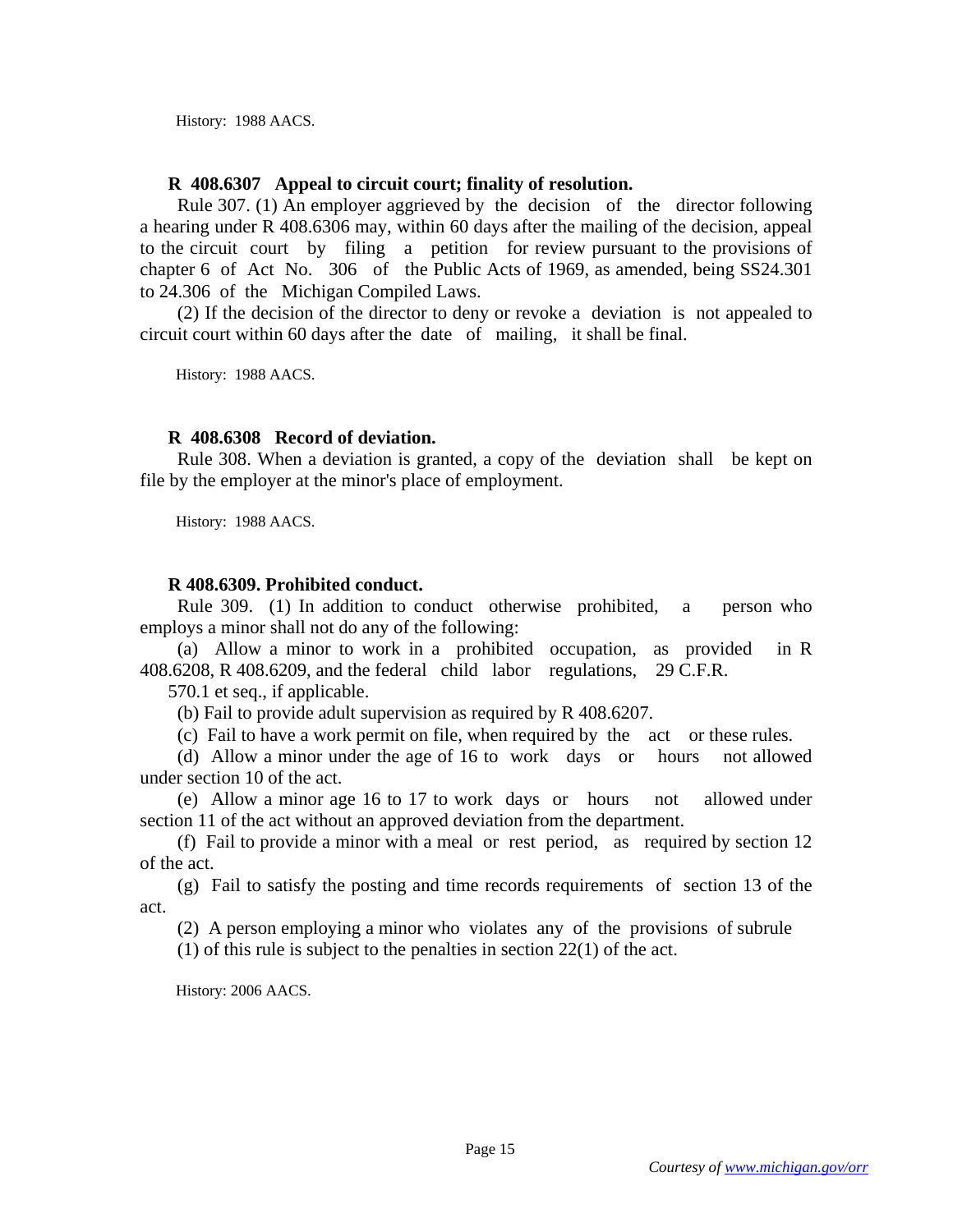History: 1988 AACS.

**R 408.6307 Appeal to circuit court; finality of resolution.**

Rule 307. (1) An employer aggrieved by the decision of the director following a hearing under R 408.6306 may, within 60 days after the mailing of the decision, appeal to the circuit court by filing a petition for review pursuant to the provisions of chapter 6 of Act No. 306 of the Public Acts of 1969, as amended, being SS24.301 to 24.306 of the Michigan Compiled Laws.

(2) If the decision of the director to deny or revoke a deviation is not appealed to circuit court within 60 days after the date of mailing, it shall be final.

History: 1988 AACS.

**R 408.6308 Record of deviation.**

Rule 308. When a deviation is granted, a copy of the deviation shall be kept on file by the employer at the minor's place of employment.

History: 1988 AACS.

**R 408.6309. Prohibited conduct.**

Rule 309. (1) In addition to conduct otherwise prohibited, a person who employs a minor shall not do any of the following:

(a) Allow a minor to work in a prohibited occupation, as provided in R 408.6208, R 408.6209, and the federal child labor regulations, 29 C.F.R. 570.1 et seq., if applicable.

(b) Fail to provide adult supervision as required by R 408.6207.

(c) Fail to have a work permit on file, when required by the act or these rules.

(d) Allow a minor under the age of 16 to work days or hours not allowed under section 10 of the act.

(e) Allow a minor age 16 to 17 to work days or hours not allowed under section 11 of the act without an approved deviation from the department.

(f) Fail to provide a minor with a meal or rest period, as required by section 12 of the act.

(g) Fail to satisfy the posting and time records requirements of section 13 of the act.

(2) A person employing a minor who violates any of the provisions of subrule (1) of this rule is subject to the penalties in section 22(1) of the act.

History: 2006 AACS.

*Courtesy of www.michigan.gov/orr*